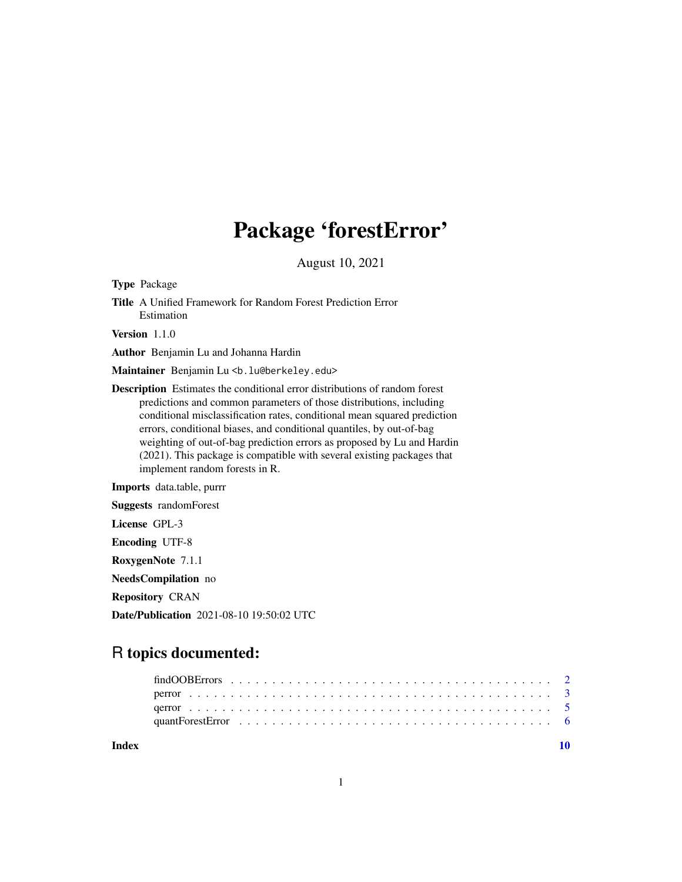# Package 'forestError'

August 10, 2021

**Type** Package

**Title** A Unified Framework for Random Forest Prediction Error Estimation

**Version** 1.1.0

**Author** Benjamin Lu and Johanna Hardin

**Maintainer** Benjamin Lu <b.lu@berkeley.edu>

**Description** Estimates the conditional error distributions of random forest predictions and common parameters of those distributions, including conditional misclassification rates, conditional mean squared prediction errors, conditional biases, and conditional quantiles, by out-of-bag weighting of out-of-bag prediction errors as proposed by Lu and Hardin (2021). This package is compatible with several existing packages that implement random forests in R.

**Imports** data.table, purrr

**Suggests** randomForest

**License** GPL-3

**Encoding** UTF-8

**RoxygenNote** 7.1.1

**NeedsCompilation** no

**Repository** CRAN

**Date/Publication** 2021-08-10 19:50:02 UTC

## R topics documented:

| | |
|---|---|
| findOOBErrors | 2 |
| perror | 3 |
| qerror | 5 |
| quantForestError | 6 |
| **Index** | **10** |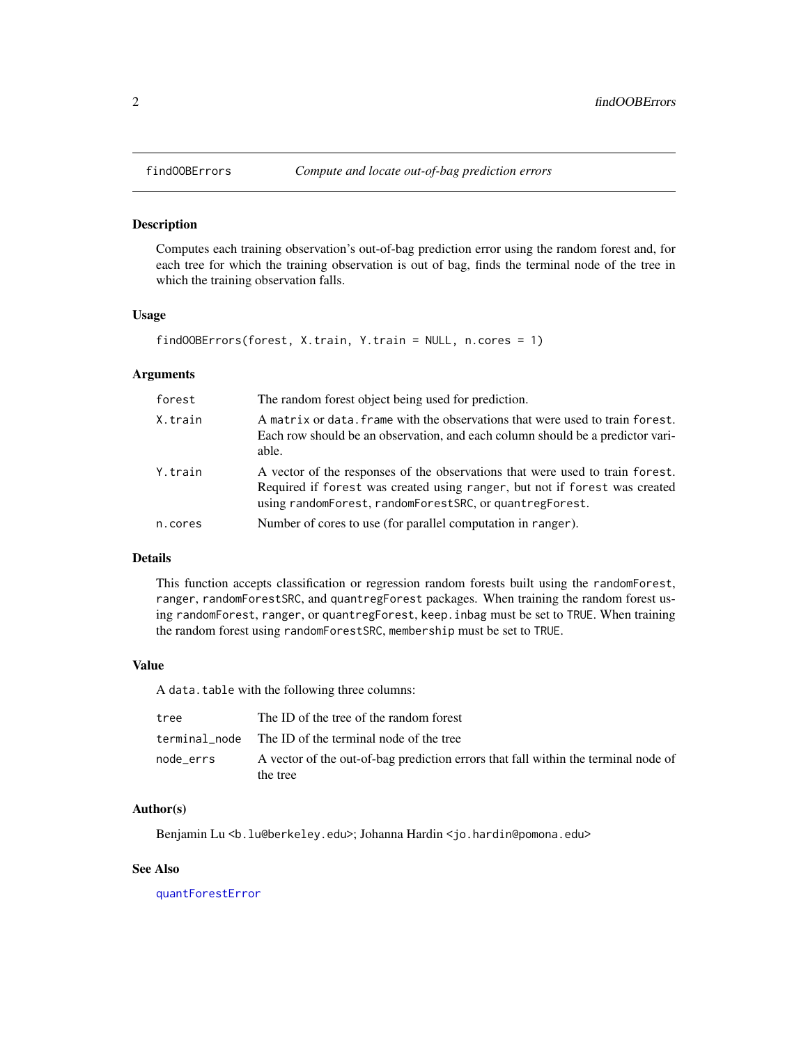## findOOBErrors — *Compute and locate out-of-bag prediction errors*

### Description

Computes each training observation's out-of-bag prediction error using the random forest and, for each tree for which the training observation is out of bag, finds the terminal node of the tree in which the training observation falls.

### Usage

```
findOOBErrors(forest, X.train, Y.train = NULL, n.cores = 1)
```

### Arguments

| | |
|---|---|
| `forest` | The random forest object being used for prediction. |
| `X.train` | A `matrix` or `data.frame` with the observations that were used to train `forest`. Each row should be an observation, and each column should be a predictor variable. |
| `Y.train` | A vector of the responses of the observations that were used to train `forest`. Required if `forest` was created using `ranger`, but not if `forest` was created using `randomForest`, `randomForestSRC`, or `quantregForest`. |
| `n.cores` | Number of cores to use (for parallel computation in `ranger`). |

### Details

This function accepts classification or regression random forests built using the `randomForest`, `ranger`, `randomForestSRC`, and `quantregForest` packages. When training the random forest using `randomForest`, `ranger`, or `quantregForest`, `keep.inbag` must be set to `TRUE`. When training the random forest using `randomForestSRC`, `membership` must be set to `TRUE`.

### Value

A `data.table` with the following three columns:

| | |
|---|---|
| `tree` | The ID of the tree of the random forest |
| `terminal_node` | The ID of the terminal node of the tree |
| `node_errs` | A vector of the out-of-bag prediction errors that fall within the terminal node of the tree |

### Author(s)

Benjamin Lu <b.lu@berkeley.edu>; Johanna Hardin <jo.hardin@pomona.edu>

### See Also

`quantForestError`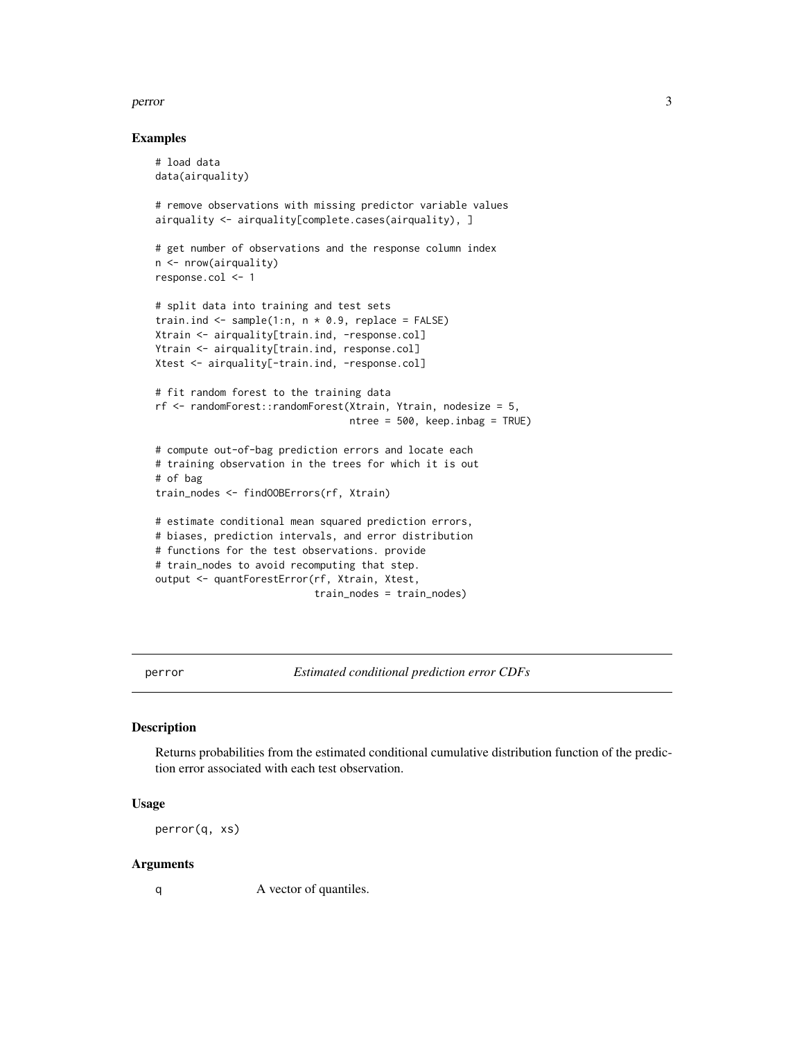## Examples

```
# load data
data(airquality)

# remove observations with missing predictor variable values
airquality <- airquality[complete.cases(airquality), ]

# get number of observations and the response column index
n <- nrow(airquality)
response.col <- 1

# split data into training and test sets
train.ind <- sample(1:n, n * 0.9, replace = FALSE)
Xtrain <- airquality[train.ind, -response.col]
Ytrain <- airquality[train.ind, response.col]
Xtest <- airquality[-train.ind, -response.col]

# fit random forest to the training data
rf <- randomForest::randomForest(Xtrain, Ytrain, nodesize = 5,
                                 ntree = 500, keep.inbag = TRUE)

# compute out-of-bag prediction errors and locate each
# training observation in the trees for which it is out
# of bag
train_nodes <- findOOBErrors(rf, Xtrain)

# estimate conditional mean squared prediction errors,
# biases, prediction intervals, and error distribution
# functions for the test observations. provide
# train_nodes to avoid recomputing that step.
output <- quantForestError(rf, Xtrain, Xtest,
                           train_nodes = train_nodes)
```

---

# perror — *Estimated conditional prediction error CDFs*

## Description

Returns probabilities from the estimated conditional cumulative distribution function of the prediction error associated with each test observation.

## Usage

```
perror(q, xs)
```

## Arguments

| | |
|---|---|
| q | A vector of quantiles. |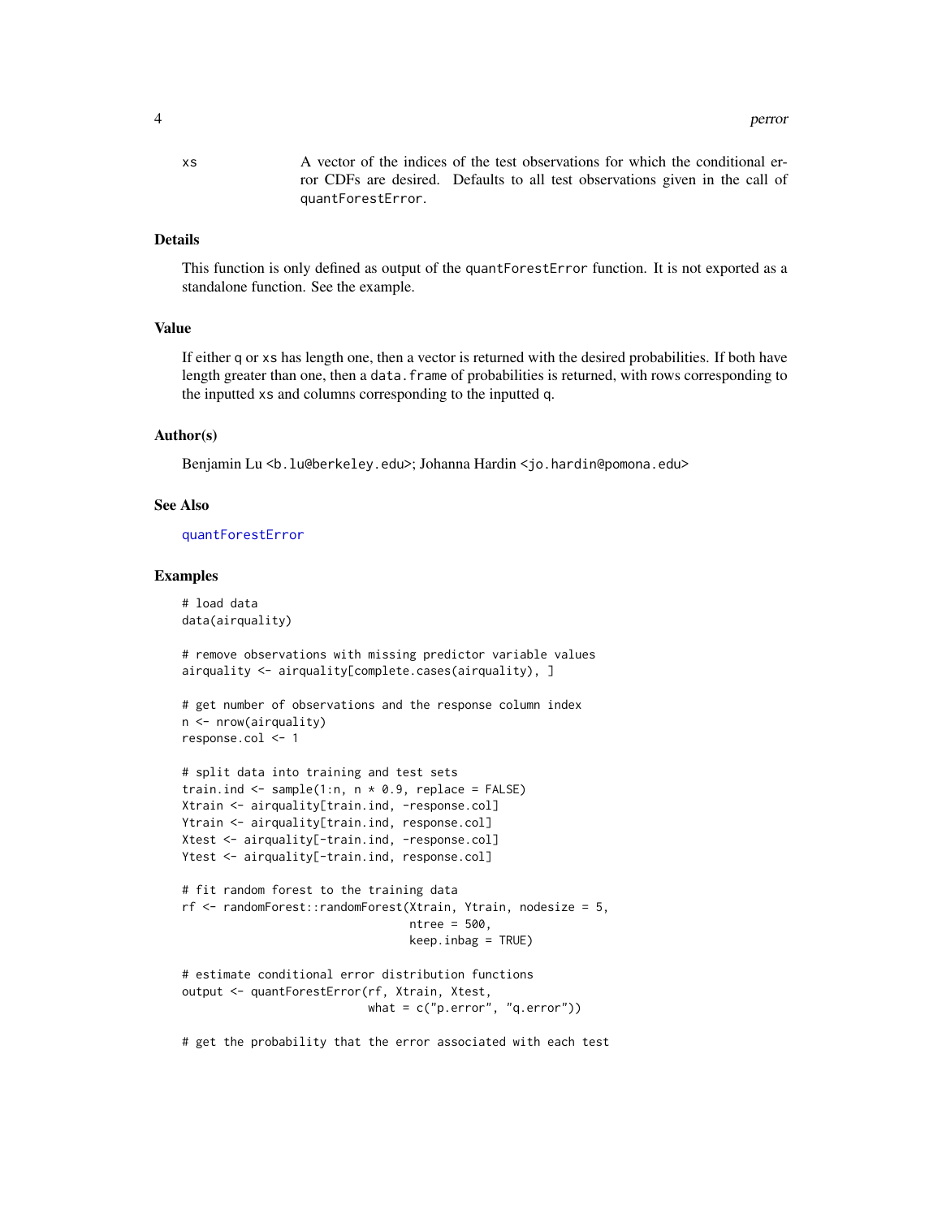| | |
|---|---|
| xs | A vector of the indices of the test observations for which the conditional error CDFs are desired. Defaults to all test observations given in the call of `quantForestError`. |

## Details

This function is only defined as output of the `quantForestError` function. It is not exported as a standalone function. See the example.

## Value

If either `q` or `xs` has length one, then a vector is returned with the desired probabilities. If both have length greater than one, then a `data.frame` of probabilities is returned, with rows corresponding to the inputted `xs` and columns corresponding to the inputted `q`.

## Author(s)

Benjamin Lu <b.lu@berkeley.edu>; Johanna Hardin <jo.hardin@pomona.edu>

## See Also

quantForestError

## Examples

```
# load data
data(airquality)

# remove observations with missing predictor variable values
airquality <- airquality[complete.cases(airquality), ]

# get number of observations and the response column index
n <- nrow(airquality)
response.col <- 1

# split data into training and test sets
train.ind <- sample(1:n, n * 0.9, replace = FALSE)
Xtrain <- airquality[train.ind, -response.col]
Ytrain <- airquality[train.ind, response.col]
Xtest <- airquality[-train.ind, -response.col]
Ytest <- airquality[-train.ind, response.col]

# fit random forest to the training data
rf <- randomForest::randomForest(Xtrain, Ytrain, nodesize = 5,
                                 ntree = 500,
                                 keep.inbag = TRUE)

# estimate conditional error distribution functions
output <- quantForestError(rf, Xtrain, Xtest,
                           what = c("p.error", "q.error"))

# get the probability that the error associated with each test
```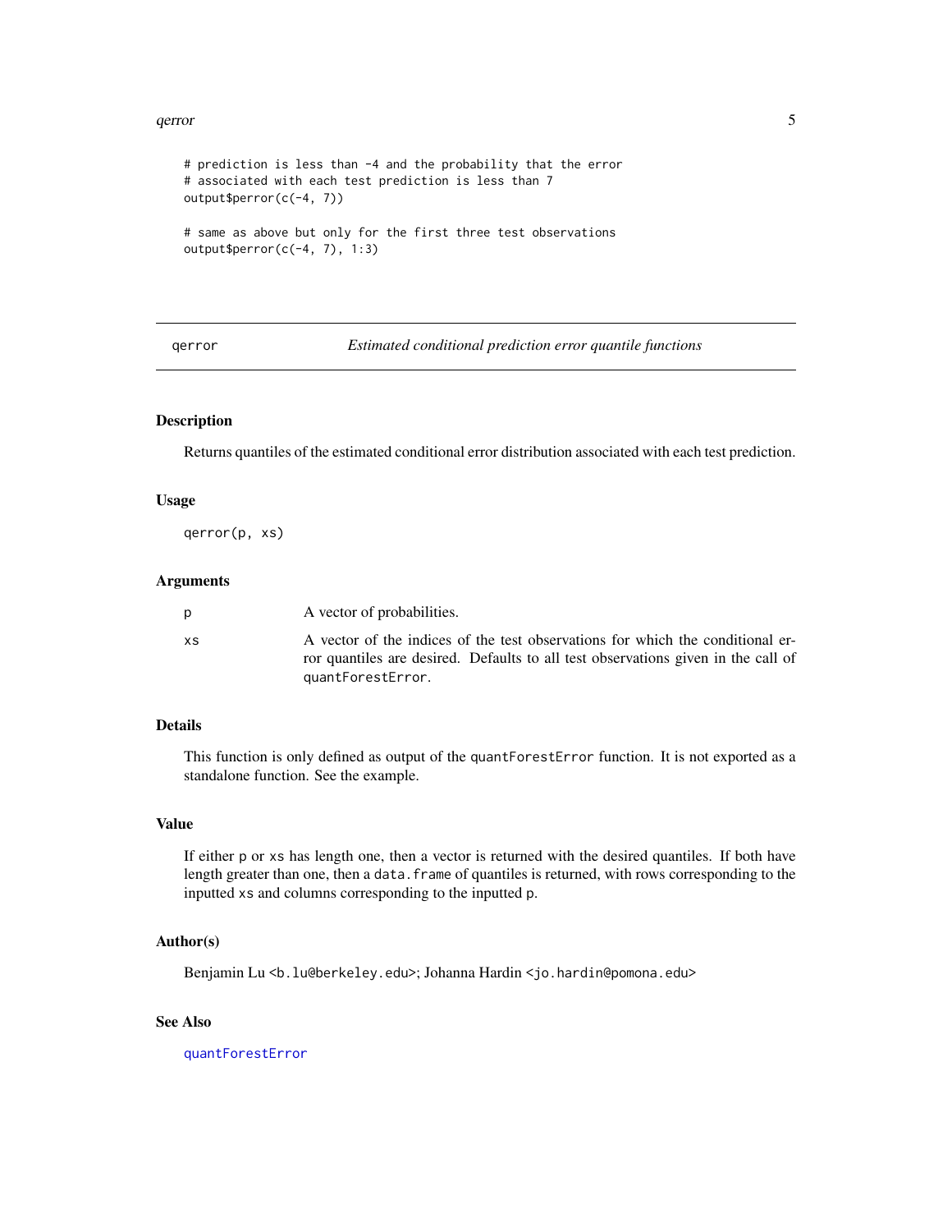```
# prediction is less than -4 and the probability that the error
# associated with each test prediction is less than 7
output$perror(c(-4, 7))

# same as above but only for the first three test observations
output$perror(c(-4, 7), 1:3)
```

## qerror — *Estimated conditional prediction error quantile functions*

### Description

Returns quantiles of the estimated conditional error distribution associated with each test prediction.

### Usage

```
qerror(p, xs)
```

### Arguments

| | |
|---|---|
| p | A vector of probabilities. |
| xs | A vector of the indices of the test observations for which the conditional error quantiles are desired. Defaults to all test observations given in the call of `quantForestError`. |

### Details

This function is only defined as output of the `quantForestError` function. It is not exported as a standalone function. See the example.

### Value

If either `p` or `xs` has length one, then a vector is returned with the desired quantiles. If both have length greater than one, then a `data.frame` of quantiles is returned, with rows corresponding to the inputted `xs` and columns corresponding to the inputted `p`.

### Author(s)

Benjamin Lu <b.lu@berkeley.edu>; Johanna Hardin <jo.hardin@pomona.edu>

### See Also

quantForestError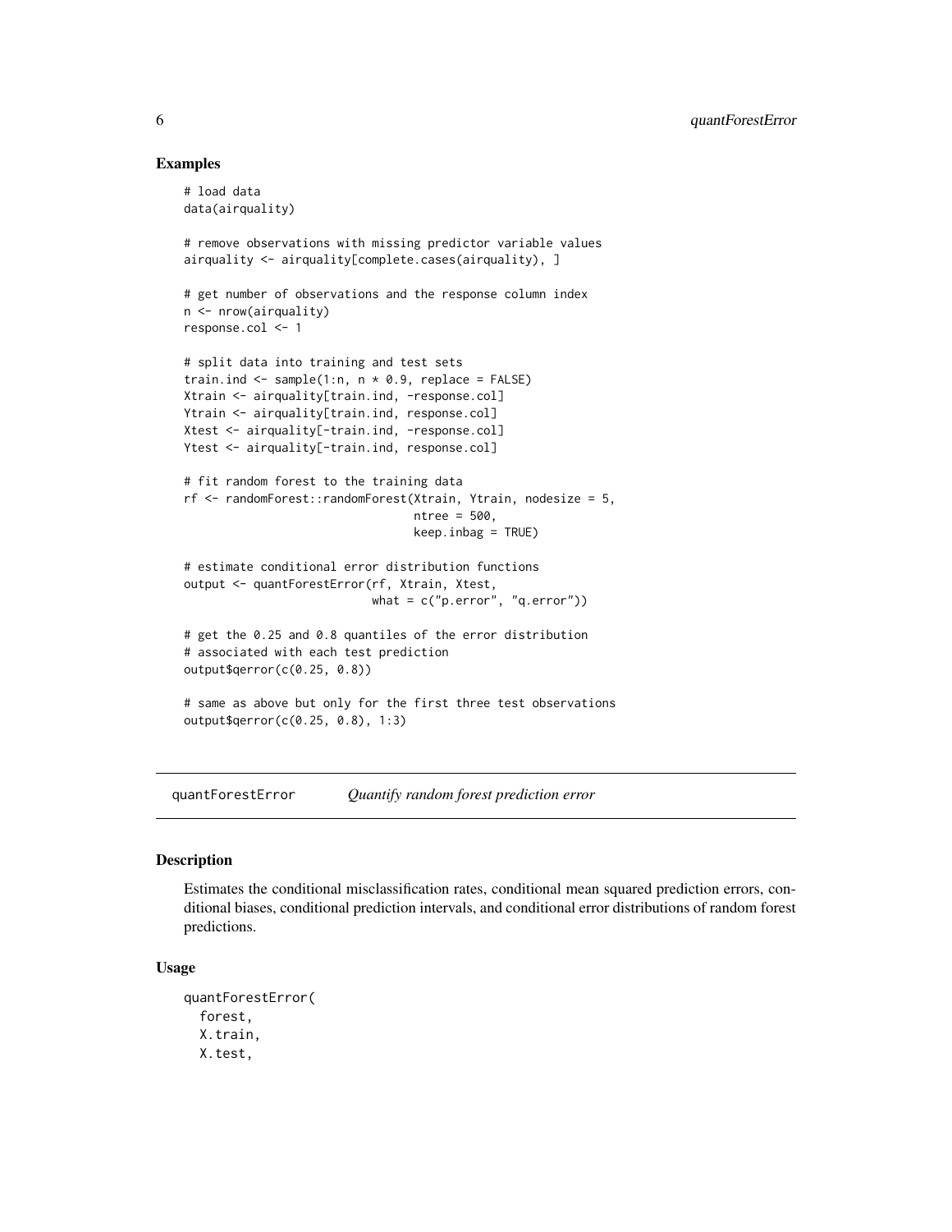### Examples

```
# load data
data(airquality)

# remove observations with missing predictor variable values
airquality <- airquality[complete.cases(airquality), ]

# get number of observations and the response column index
n <- nrow(airquality)
response.col <- 1

# split data into training and test sets
train.ind <- sample(1:n, n * 0.9, replace = FALSE)
Xtrain <- airquality[train.ind, -response.col]
Ytrain <- airquality[train.ind, response.col]
Xtest <- airquality[-train.ind, -response.col]
Ytest <- airquality[-train.ind, response.col]

# fit random forest to the training data
rf <- randomForest::randomForest(Xtrain, Ytrain, nodesize = 5,
                                 ntree = 500,
                                 keep.inbag = TRUE)

# estimate conditional error distribution functions
output <- quantForestError(rf, Xtrain, Xtest,
                           what = c("p.error", "q.error"))

# get the 0.25 and 0.8 quantiles of the error distribution
# associated with each test prediction
output$qerror(c(0.25, 0.8))

# same as above but only for the first three test observations
output$qerror(c(0.25, 0.8), 1:3)
```

---

## quantForestError — *Quantify random forest prediction error*

### Description

Estimates the conditional misclassification rates, conditional mean squared prediction errors, conditional biases, conditional prediction intervals, and conditional error distributions of random forest predictions.

### Usage

```
quantForestError(
  forest,
  X.train,
  X.test,
```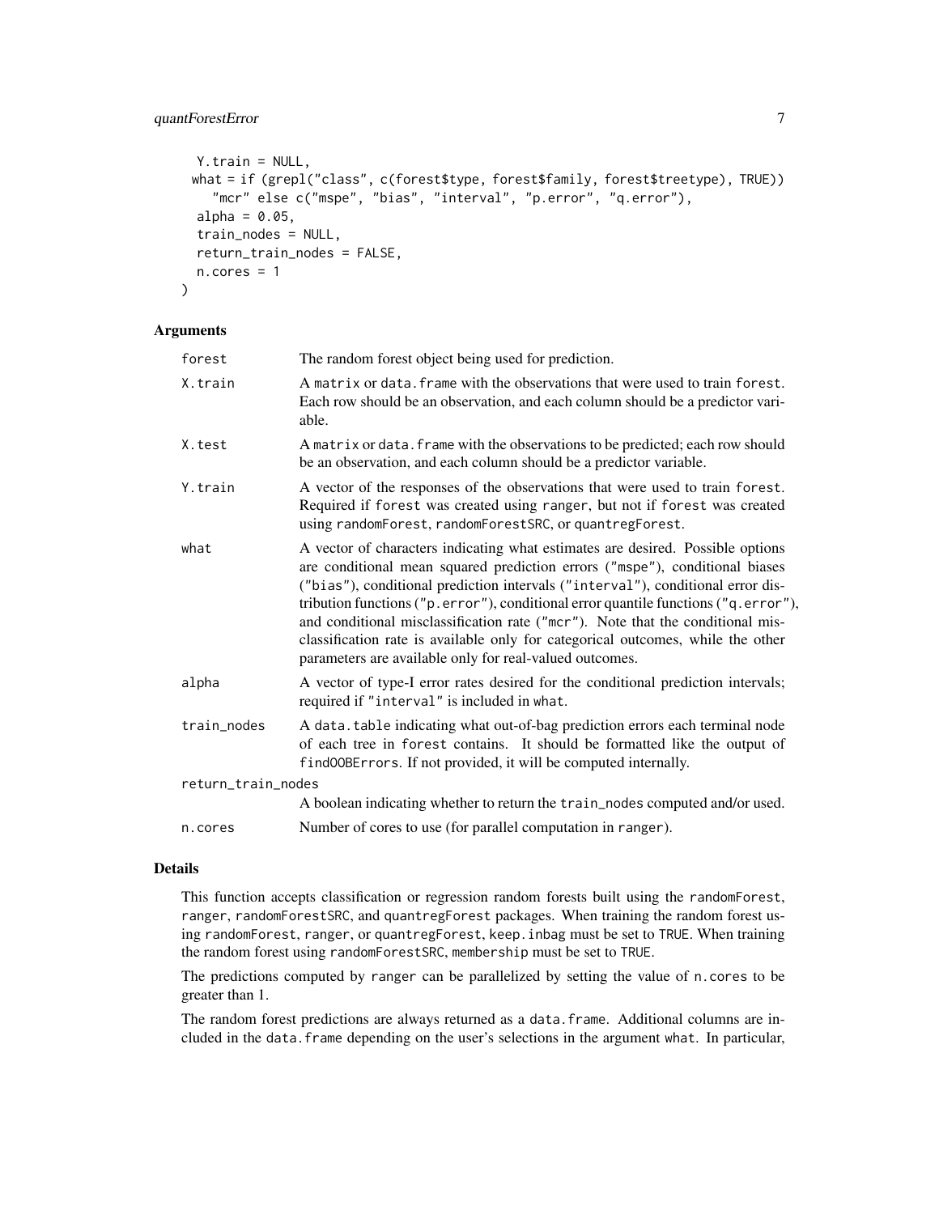```
  Y.train = NULL,
  what = if (grepl("class", c(forest$type, forest$family, forest$treetype), TRUE))
    "mcr" else c("mspe", "bias", "interval", "p.error", "q.error"),
  alpha = 0.05,
  train_nodes = NULL,
  return_train_nodes = FALSE,
  n.cores = 1
)
```

### Arguments

| | |
|---|---|
| `forest` | The random forest object being used for prediction. |
| `X.train` | A `matrix` or `data.frame` with the observations that were used to train `forest`. Each row should be an observation, and each column should be a predictor variable. |
| `X.test` | A `matrix` or `data.frame` with the observations to be predicted; each row should be an observation, and each column should be a predictor variable. |
| `Y.train` | A vector of the responses of the observations that were used to train `forest`. Required if `forest` was created using `ranger`, but not if `forest` was created using `randomForest`, `randomForestSRC`, or `quantregForest`. |
| `what` | A vector of characters indicating what estimates are desired. Possible options are conditional mean squared prediction errors (`"mspe"`), conditional biases (`"bias"`), conditional prediction intervals (`"interval"`), conditional error distribution functions (`"p.error"`), conditional error quantile functions (`"q.error"`), and conditional misclassification rate (`"mcr"`). Note that the conditional misclassification rate is available only for categorical outcomes, while the other parameters are available only for real-valued outcomes. |
| `alpha` | A vector of type-I error rates desired for the conditional prediction intervals; required if `"interval"` is included in `what`. |
| `train_nodes` | A `data.table` indicating what out-of-bag prediction errors each terminal node of each tree in `forest` contains. It should be formatted like the output of `findOOBErrors`. If not provided, it will be computed internally. |
| `return_train_nodes` | A boolean indicating whether to return the `train_nodes` computed and/or used. |
| `n.cores` | Number of cores to use (for parallel computation in `ranger`). |

### Details

This function accepts classification or regression random forests built using the `randomForest`, `ranger`, `randomForestSRC`, and `quantregForest` packages. When training the random forest using `randomForest`, `ranger`, or `quantregForest`, `keep.inbag` must be set to `TRUE`. When training the random forest using `randomForestSRC`, `membership` must be set to `TRUE`.

The predictions computed by `ranger` can be parallelized by setting the value of `n.cores` to be greater than 1.

The random forest predictions are always returned as a `data.frame`. Additional columns are included in the `data.frame` depending on the user's selections in the argument `what`. In particular,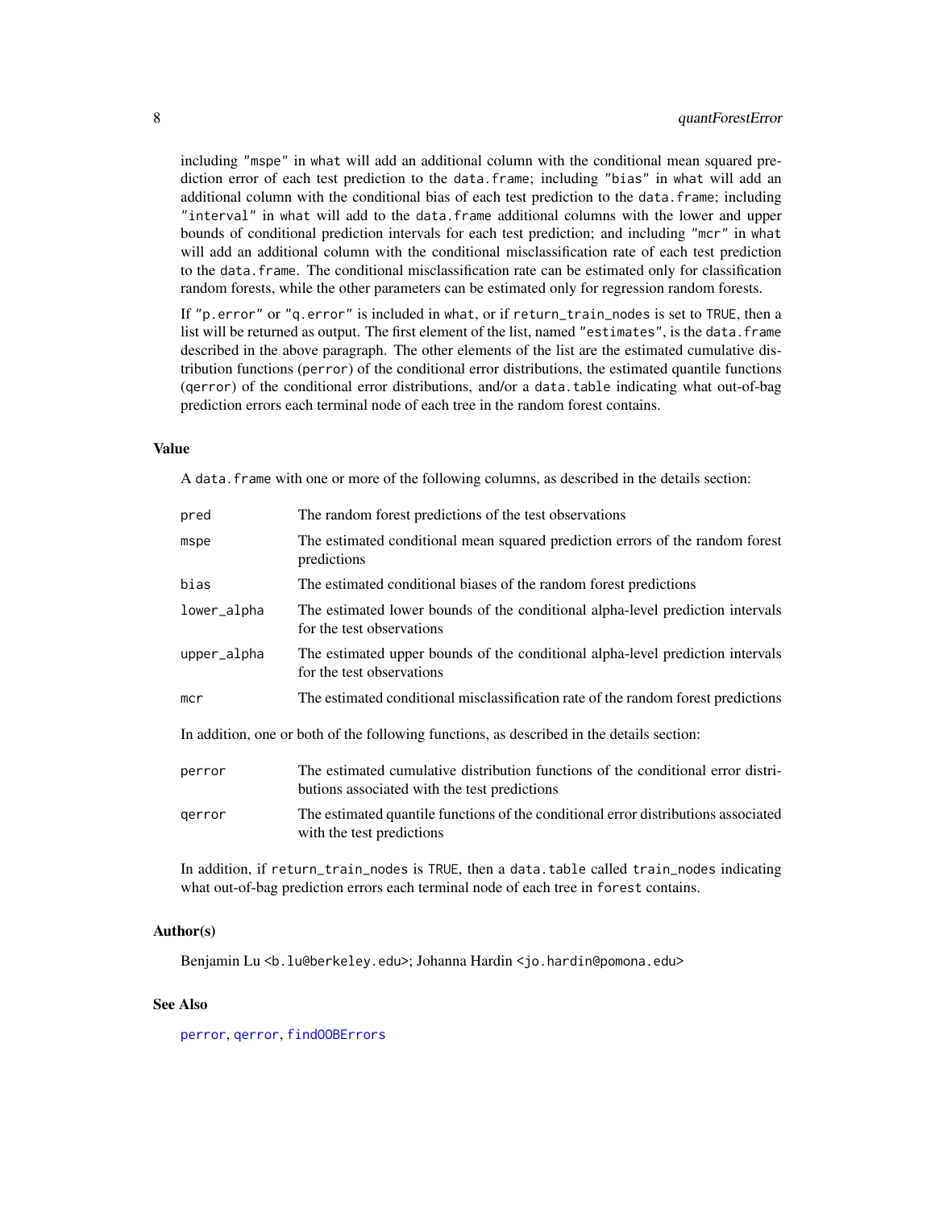including "mspe" in what will add an additional column with the conditional mean squared prediction error of each test prediction to the data.frame; including "bias" in what will add an additional column with the conditional bias of each test prediction to the data.frame; including "interval" in what will add to the data.frame additional columns with the lower and upper bounds of conditional prediction intervals for each test prediction; and including "mcr" in what will add an additional column with the conditional misclassification rate of each test prediction to the data.frame. The conditional misclassification rate can be estimated only for classification random forests, while the other parameters can be estimated only for regression random forests.

If "p.error" or "q.error" is included in what, or if return_train_nodes is set to TRUE, then a list will be returned as output. The first element of the list, named "estimates", is the data.frame described in the above paragraph. The other elements of the list are the estimated cumulative distribution functions (perror) of the conditional error distributions, the estimated quantile functions (qerror) of the conditional error distributions, and/or a data.table indicating what out-of-bag prediction errors each terminal node of each tree in the random forest contains.

## Value

A data.frame with one or more of the following columns, as described in the details section:

| | |
|---|---|
| pred | The random forest predictions of the test observations |
| mspe | The estimated conditional mean squared prediction errors of the random forest predictions |
| bias | The estimated conditional biases of the random forest predictions |
| lower_alpha | The estimated lower bounds of the conditional alpha-level prediction intervals for the test observations |
| upper_alpha | The estimated upper bounds of the conditional alpha-level prediction intervals for the test observations |
| mcr | The estimated conditional misclassification rate of the random forest predictions |

In addition, one or both of the following functions, as described in the details section:

| | |
|---|---|
| perror | The estimated cumulative distribution functions of the conditional error distributions associated with the test predictions |
| qerror | The estimated quantile functions of the conditional error distributions associated with the test predictions |

In addition, if return_train_nodes is TRUE, then a data.table called train_nodes indicating what out-of-bag prediction errors each terminal node of each tree in forest contains.

## Author(s)

Benjamin Lu <b.lu@berkeley.edu>; Johanna Hardin <jo.hardin@pomona.edu>

## See Also

perror, qerror, findOOBErrors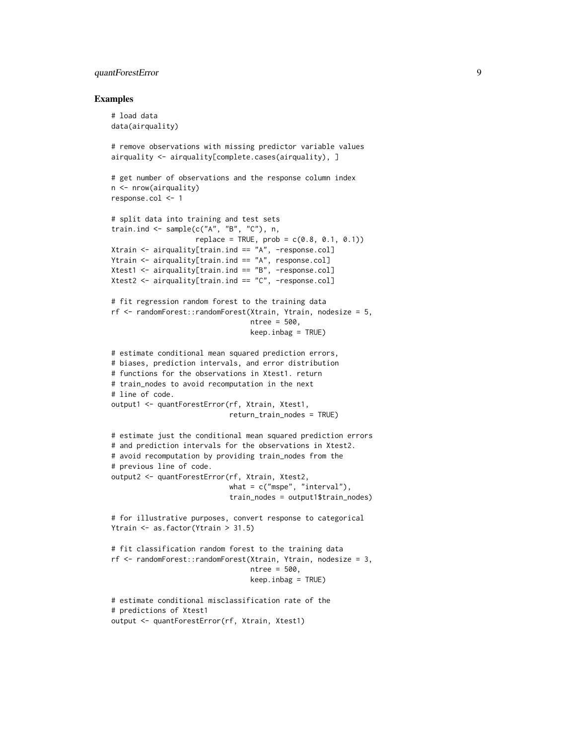## Examples

```
# load data
data(airquality)

# remove observations with missing predictor variable values
airquality <- airquality[complete.cases(airquality), ]

# get number of observations and the response column index
n <- nrow(airquality)
response.col <- 1

# split data into training and test sets
train.ind <- sample(c("A", "B", "C"), n,
                    replace = TRUE, prob = c(0.8, 0.1, 0.1))
Xtrain <- airquality[train.ind == "A", -response.col]
Ytrain <- airquality[train.ind == "A", response.col]
Xtest1 <- airquality[train.ind == "B", -response.col]
Xtest2 <- airquality[train.ind == "C", -response.col]

# fit regression random forest to the training data
rf <- randomForest::randomForest(Xtrain, Ytrain, nodesize = 5,
                                 ntree = 500,
                                 keep.inbag = TRUE)

# estimate conditional mean squared prediction errors,
# biases, prediction intervals, and error distribution
# functions for the observations in Xtest1. return
# train_nodes to avoid recomputation in the next
# line of code.
output1 <- quantForestError(rf, Xtrain, Xtest1,
                            return_train_nodes = TRUE)

# estimate just the conditional mean squared prediction errors
# and prediction intervals for the observations in Xtest2.
# avoid recomputation by providing train_nodes from the
# previous line of code.
output2 <- quantForestError(rf, Xtrain, Xtest2,
                            what = c("mspe", "interval"),
                            train_nodes = output1$train_nodes)

# for illustrative purposes, convert response to categorical
Ytrain <- as.factor(Ytrain > 31.5)

# fit classification random forest to the training data
rf <- randomForest::randomForest(Xtrain, Ytrain, nodesize = 3,
                                 ntree = 500,
                                 keep.inbag = TRUE)

# estimate conditional misclassification rate of the
# predictions of Xtest1
output <- quantForestError(rf, Xtrain, Xtest1)
```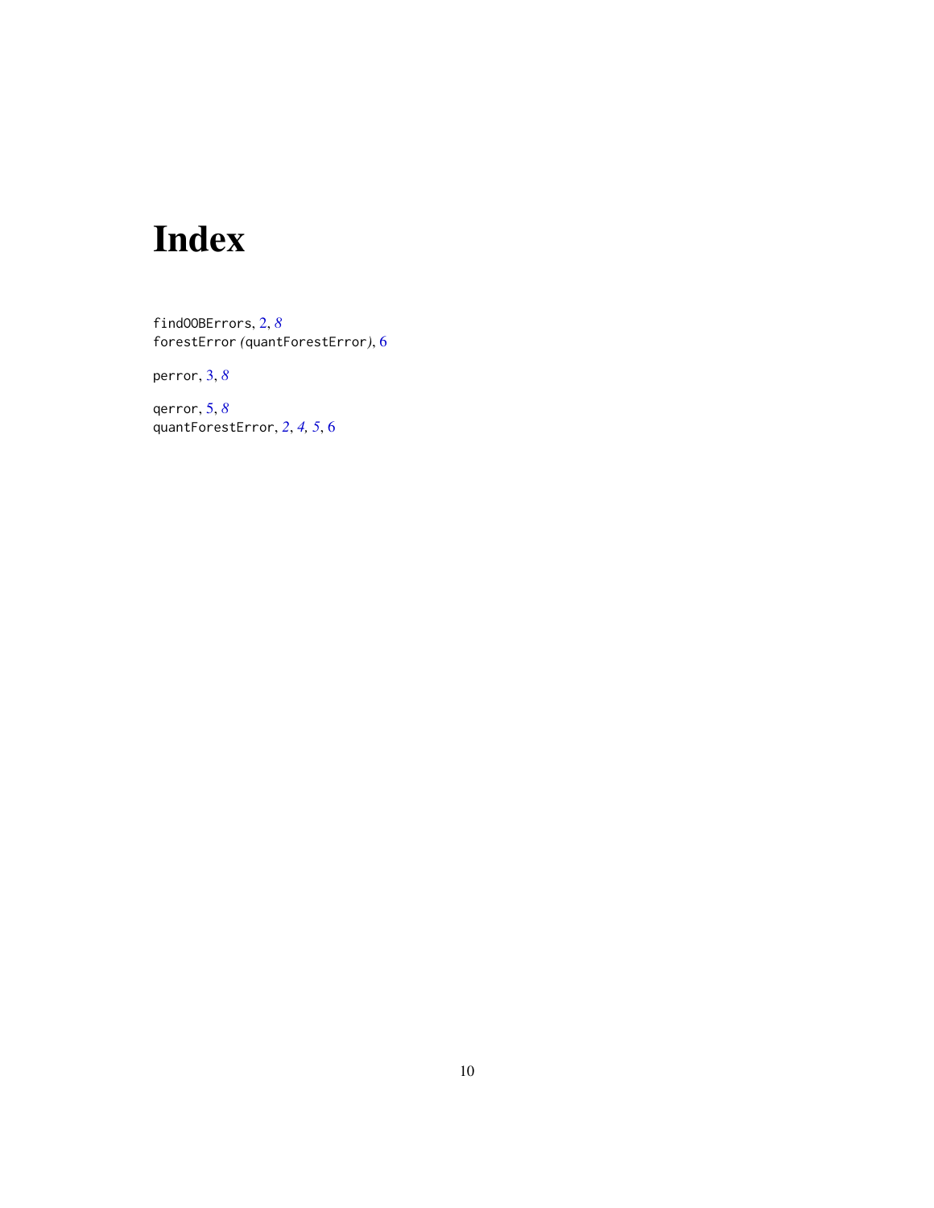# Index

findOOBErrors, 2, *8*
forestError *(*quantForestError*)*, 6

perror, 3, *8*

qerror, 5, *8*
quantForestError, *2*, *4, 5*, 6